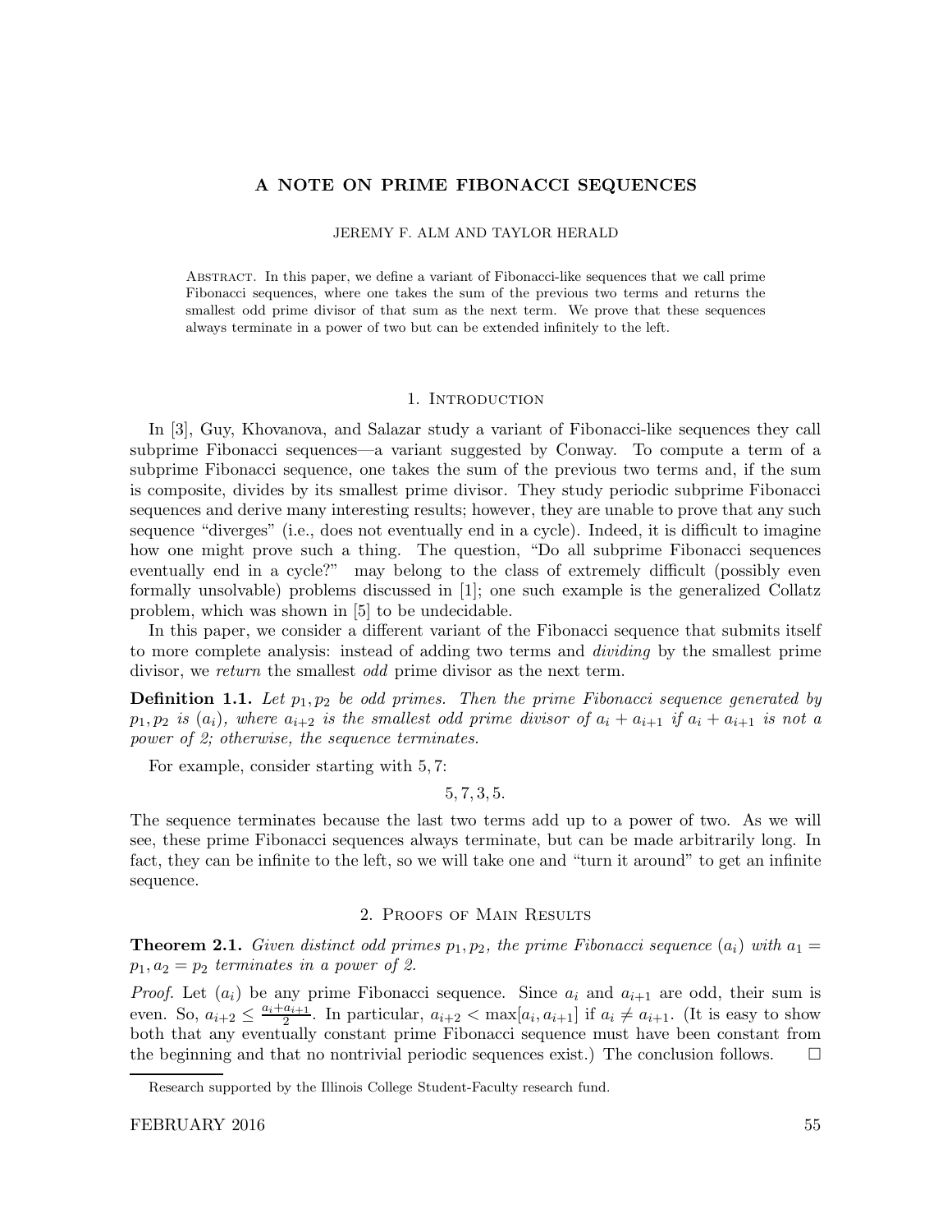# A NOTE ON PRIME FIBONACCI SEQUENCES

JEREMY F. ALM AND TAYLOR HERALD

Abstract. In this paper, we define a variant of Fibonacci-like sequences that we call prime Fibonacci sequences, where one takes the sum of the previous two terms and returns the smallest odd prime divisor of that sum as the next term. We prove that these sequences always terminate in a power of two but can be extended infinitely to the left.

## 1. Introduction

In [3], Guy, Khovanova, and Salazar study a variant of Fibonacci-like sequences they call subprime Fibonacci sequences—a variant suggested by Conway. To compute a term of a subprime Fibonacci sequence, one takes the sum of the previous two terms and, if the sum is composite, divides by its smallest prime divisor. They study periodic subprime Fibonacci sequences and derive many interesting results; however, they are unable to prove that any such sequence "diverges" (i.e., does not eventually end in a cycle). Indeed, it is difficult to imagine how one might prove such a thing. The question, "Do all subprime Fibonacci sequences eventually end in a cycle?" may belong to the class of extremely difficult (possibly even formally unsolvable) problems discussed in [1]; one such example is the generalized Collatz problem, which was shown in [5] to be undecidable.

In this paper, we consider a different variant of the Fibonacci sequence that submits itself to more complete analysis: instead of adding two terms and *dividing* by the smallest prime divisor, we *return* the smallest *odd* prime divisor as the next term.

**Definition 1.1.** *Let $p_1, p_2$ be odd primes. Then the prime Fibonacci sequence generated by $p_1, p_2$ is $(a_i)$, where $a_{i+2}$ is the smallest odd prime divisor of $a_i + a_{i+1}$ if $a_i + a_{i+1}$ is not a power of 2; otherwise, the sequence terminates.*

For example, consider starting with $5, 7$:

$$5, 7, 3, 5.$$

The sequence terminates because the last two terms add up to a power of two. As we will see, these prime Fibonacci sequences always terminate, but can be made arbitrarily long. In fact, they can be infinite to the left, so we will take one and "turn it around" to get an infinite sequence.

## 2. Proofs of Main Results

**Theorem 2.1.** *Given distinct odd primes $p_1, p_2$, the prime Fibonacci sequence $(a_i)$ with $a_1 = p_1, a_2 = p_2$ terminates in a power of 2.*

*Proof.* Let $(a_i)$ be any prime Fibonacci sequence. Since $a_i$ and $a_{i+1}$ are odd, their sum is even. So, $a_{i+2} \leq \frac{a_i + a_{i+1}}{2}$. In particular, $a_{i+2} < \max[a_i, a_{i+1}]$ if $a_i \neq a_{i+1}$. (It is easy to show both that any eventually constant prime Fibonacci sequence must have been constant from the beginning and that no nontrivial periodic sequences exist.) The conclusion follows. □

Research supported by the Illinois College Student-Faculty research fund.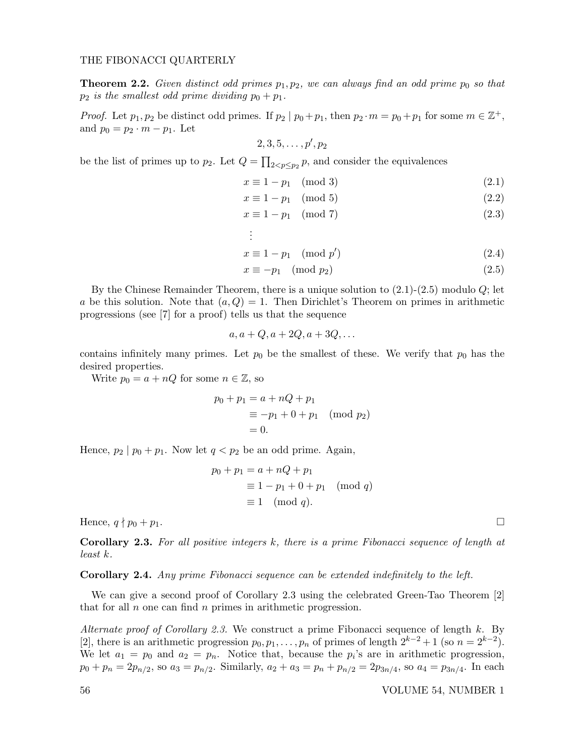**Theorem 2.2.** *Given distinct odd primes $p_1, p_2$, we can always find an odd prime $p_0$ so that $p_2$ is the smallest odd prime dividing $p_0 + p_1$.*

*Proof.* Let $p_1, p_2$ be distinct odd primes. If $p_2 \mid p_0 + p_1$, then $p_2 \cdot m = p_0 + p_1$ for some $m \in \mathbb{Z}^+$, and $p_0 = p_2 \cdot m - p_1$. Let

$$2, 3, 5, \ldots, p', p_2$$

be the list of primes up to $p_2$. Let $Q = \prod_{2<p\leq p_2} p$, and consider the equivalences

$$x \equiv 1 - p_1 \pmod 3 \tag{2.1}$$

$$x \equiv 1 - p_1 \pmod 5 \tag{2.2}$$

$$x \equiv 1 - p_1 \pmod 7 \tag{2.3}$$

$$\vdots$$

$$x \equiv 1 - p_1 \pmod{p'} \tag{2.4}$$

$$x \equiv -p_1 \pmod{p_2} \tag{2.5}$$

By the Chinese Remainder Theorem, there is a unique solution to (2.1)-(2.5) modulo $Q$; let $a$ be this solution. Note that $(a, Q) = 1$. Then Dirichlet's Theorem on primes in arithmetic progressions (see [7] for a proof) tells us that the sequence

$$a, a + Q, a + 2Q, a + 3Q, \ldots$$

contains infinitely many primes. Let $p_0$ be the smallest of these. We verify that $p_0$ has the desired properties.

Write $p_0 = a + nQ$ for some $n \in \mathbb{Z}$, so

$$\begin{aligned} p_0 + p_1 &= a + nQ + p_1 \\ &\equiv -p_1 + 0 + p_1 \pmod{p_2} \\ &= 0. \end{aligned}$$

Hence, $p_2 \mid p_0 + p_1$. Now let $q < p_2$ be an odd prime. Again,

$$\begin{aligned} p_0 + p_1 &= a + nQ + p_1 \\ &\equiv 1 - p_1 + 0 + p_1 \pmod q \\ &\equiv 1 \pmod q. \end{aligned}$$

Hence, $q \nmid p_0 + p_1$. □

**Corollary 2.3.** *For all positive integers $k$, there is a prime Fibonacci sequence of length at least $k$.*

**Corollary 2.4.** *Any prime Fibonacci sequence can be extended indefinitely to the left.*

We can give a second proof of Corollary 2.3 using the celebrated Green-Tao Theorem [2] that for all $n$ one can find $n$ primes in arithmetic progression.

*Alternate proof of Corollary 2.3.* We construct a prime Fibonacci sequence of length $k$. By [2], there is an arithmetic progression $p_0, p_1, \ldots, p_n$ of primes of length $2^{k-2} + 1$ (so $n = 2^{k-2}$). We let $a_1 = p_0$ and $a_2 = p_n$. Notice that, because the $p_i$'s are in arithmetic progression, $p_0 + p_n = 2p_{n/2}$, so $a_3 = p_{n/2}$. Similarly, $a_2 + a_3 = p_n + p_{n/2} = 2p_{3n/4}$, so $a_4 = p_{3n/4}$. In each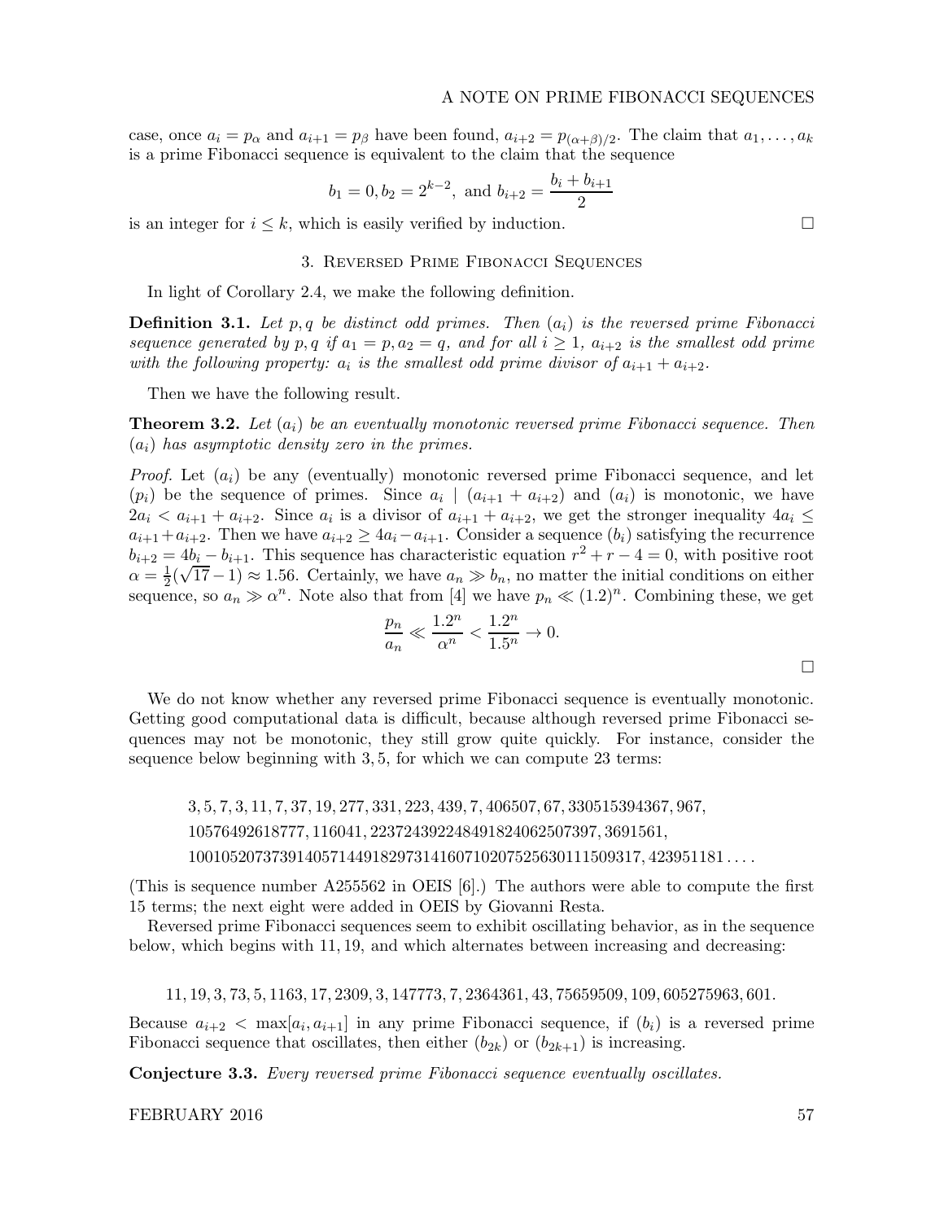case, once $a_i = p_\alpha$ and $a_{i+1} = p_\beta$ have been found, $a_{i+2} = p_{(\alpha+\beta)/2}$. The claim that $a_1, \ldots, a_k$ is a prime Fibonacci sequence is equivalent to the claim that the sequence

$$b_1 = 0, b_2 = 2^{k-2}, \text{ and } b_{i+2} = \frac{b_i + b_{i+1}}{2}$$

is an integer for $i \leq k$, which is easily verified by induction. □

## 3. Reversed Prime Fibonacci Sequences

In light of Corollary 2.4, we make the following definition.

**Definition 3.1.** *Let $p, q$ be distinct odd primes. Then $(a_i)$ is the reversed prime Fibonacci sequence generated by $p, q$ if $a_1 = p, a_2 = q$, and for all $i \geq 1$, $a_{i+2}$ is the smallest odd prime with the following property: $a_i$ is the smallest odd prime divisor of $a_{i+1} + a_{i+2}$.*

Then we have the following result.

**Theorem 3.2.** *Let $(a_i)$ be an eventually monotonic reversed prime Fibonacci sequence. Then $(a_i)$ has asymptotic density zero in the primes.*

*Proof.* Let $(a_i)$ be any (eventually) monotonic reversed prime Fibonacci sequence, and let $(p_i)$ be the sequence of primes. Since $a_i \mid (a_{i+1} + a_{i+2})$ and $(a_i)$ is monotonic, we have $2a_i < a_{i+1} + a_{i+2}$. Since $a_i$ is a divisor of $a_{i+1} + a_{i+2}$, we get the stronger inequality $4a_i \leq a_{i+1} + a_{i+2}$. Then we have $a_{i+2} \geq 4a_i - a_{i+1}$. Consider a sequence $(b_i)$ satisfying the recurrence $b_{i+2} = 4b_i - b_{i+1}$. This sequence has characteristic equation $r^2 + r - 4 = 0$, with positive root $\alpha = \frac{1}{2}(\sqrt{17} - 1) \approx 1.56$. Certainly, we have $a_n \gg b_n$, no matter the initial conditions on either sequence, so $a_n \gg \alpha^n$. Note also that from [4] we have $p_n \ll (1.2)^n$. Combining these, we get

$$\frac{p_n}{a_n} \ll \frac{1.2^n}{\alpha^n} < \frac{1.2^n}{1.5^n} \to 0.$$

□

We do not know whether any reversed prime Fibonacci sequence is eventually monotonic. Getting good computational data is difficult, because although reversed prime Fibonacci sequences may not be monotonic, they still grow quite quickly. For instance, consider the sequence below beginning with 3, 5, for which we can compute 23 terms:

$$3, 5, 7, 3, 11, 7, 37, 19, 277, 331, 223, 439, 7, 406507, 67, 330515394367, 967,$$
$$10576492618777, 116041, 22372439224849182406250739 7, 3691561,$$
$$10010520737391405714491829731416071020752563011150931 7, 423951181 \ldots.$$

(This is sequence number A255562 in OEIS [6].) The authors were able to compute the first 15 terms; the next eight were added in OEIS by Giovanni Resta.

Reversed prime Fibonacci sequences seem to exhibit oscillating behavior, as in the sequence below, which begins with 11, 19, and which alternates between increasing and decreasing:

$$11, 19, 3, 73, 5, 1163, 17, 2309, 3, 147773, 7, 2364361, 43, 75659509, 109, 605275963, 601.$$

Because $a_{i+2} < \max[a_i, a_{i+1}]$ in any prime Fibonacci sequence, if $(b_i)$ is a reversed prime Fibonacci sequence that oscillates, then either $(b_{2k})$ or $(b_{2k+1})$ is increasing.

**Conjecture 3.3.** *Every reversed prime Fibonacci sequence eventually oscillates.*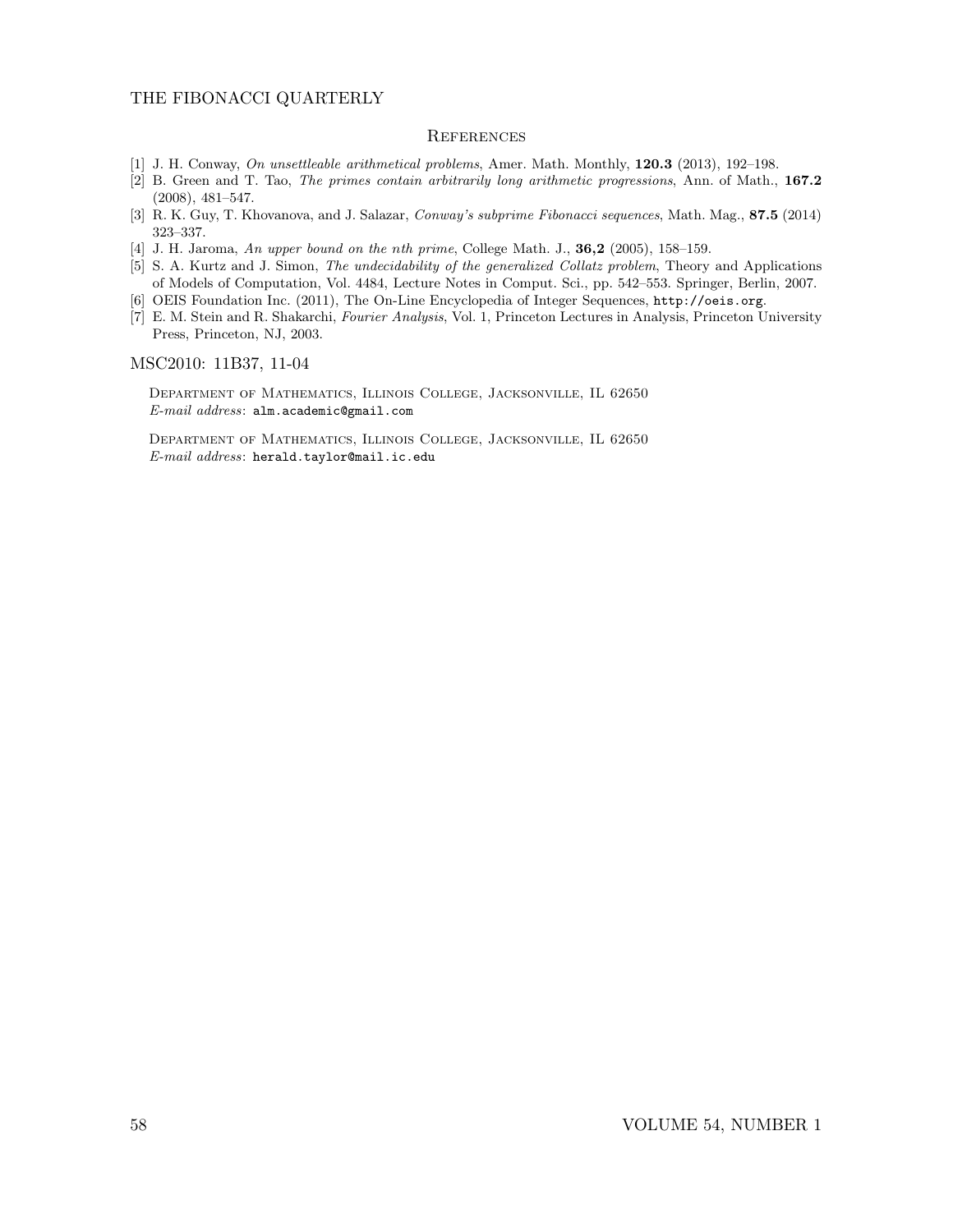## References

[1] J. H. Conway, *On unsettleable arithmetical problems*, Amer. Math. Monthly, **120.3** (2013), 192–198.

[2] B. Green and T. Tao, *The primes contain arbitrarily long arithmetic progressions*, Ann. of Math., **167.2** (2008), 481–547.

[3] R. K. Guy, T. Khovanova, and J. Salazar, *Conway's subprime Fibonacci sequences*, Math. Mag., **87.5** (2014) 323–337.

[4] J. H. Jaroma, *An upper bound on the nth prime*, College Math. J., **36,2** (2005), 158–159.

[5] S. A. Kurtz and J. Simon, *The undecidability of the generalized Collatz problem*, Theory and Applications of Models of Computation, Vol. 4484, Lecture Notes in Comput. Sci., pp. 542–553. Springer, Berlin, 2007.

[6] OEIS Foundation Inc. (2011), The On-Line Encyclopedia of Integer Sequences, `http://oeis.org`.

[7] E. M. Stein and R. Shakarchi, *Fourier Analysis*, Vol. 1, Princeton Lectures in Analysis, Princeton University Press, Princeton, NJ, 2003.

MSC2010: 11B37, 11-04

Department of Mathematics, Illinois College, Jacksonville, IL 62650
*E-mail address*: `alm.academic@gmail.com`

Department of Mathematics, Illinois College, Jacksonville, IL 62650
*E-mail address*: `herald.taylor@mail.ic.edu`